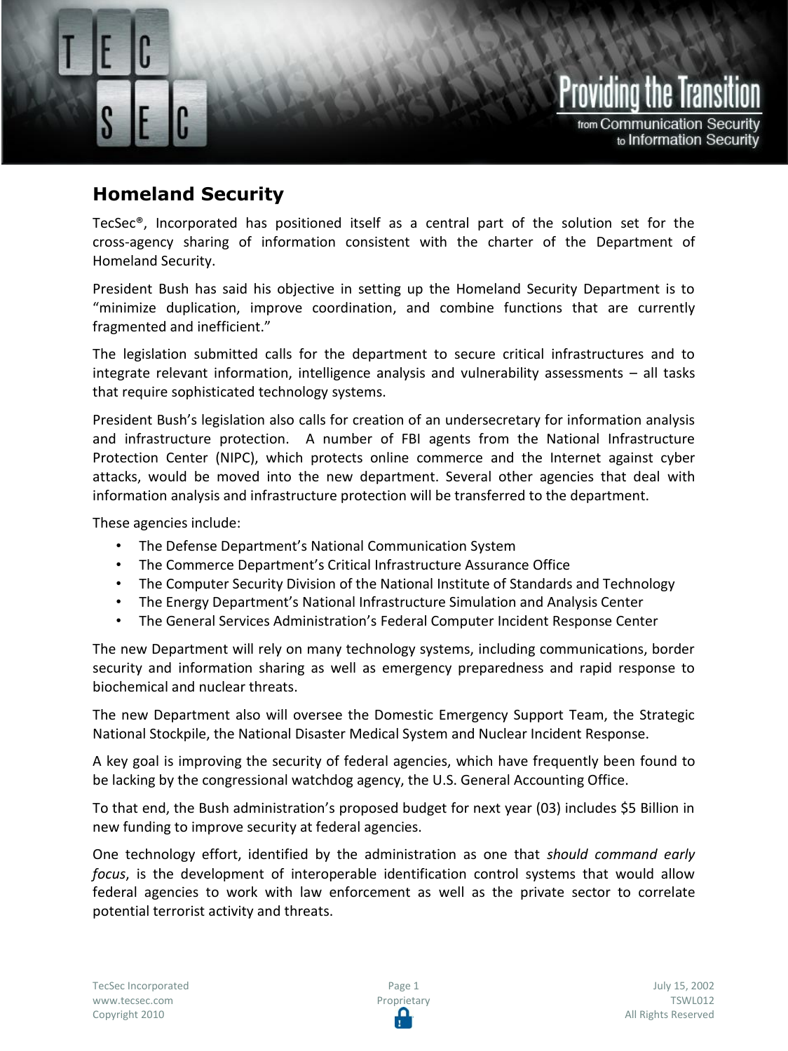## Homeland Security

TecSec®, Incorporated has positioned itself as a central part of the solution set for the cross-agency sharing of information consistent with the charter of the Department of Homeland Security.

President Bush has said his objective in setting up the Homeland Security Department is to "minimize duplication, improve coordination, and combine functions that are currently fragmented and inefficient."

The legislation submitted calls for the department to secure critical infrastructures and to integrate relevant information, intelligence analysis and vulnerability assessments – all tasks that require sophisticated technology systems.

President Bush's legislation also calls for creation of an undersecretary for information analysis and infrastructure protection. A number of FBI agents from the National Infrastructure Protection Center (NIPC), which protects online commerce and the Internet against cyber attacks, would be moved into the new department. Several other agencies that deal with information analysis and infrastructure protection will be transferred to the department.

These agencies include:

- The Defense Department's National Communication System
- The Commerce Department's Critical Infrastructure Assurance Office
- The Computer Security Division of the National Institute of Standards and Technology
- The Energy Department's National Infrastructure Simulation and Analysis Center
- The General Services Administration's Federal Computer Incident Response Center

The new Department will rely on many technology systems, including communications, border security and information sharing as well as emergency preparedness and rapid response to biochemical and nuclear threats.

The new Department also will oversee the Domestic Emergency Support Team, the Strategic National Stockpile, the National Disaster Medical System and Nuclear Incident Response.

A key goal is improving the security of federal agencies, which have frequently been found to be lacking by the congressional watchdog agency, the U.S. General Accounting Office.

To that end, the Bush administration's proposed budget for next year (03) includes $5 Billion in new funding to improve security at federal agencies.

One technology effort, identified by the administration as one that *should command early focus*, is the development of interoperable identification control systems that would allow federal agencies to work with law enforcement as well as the private sector to correlate potential terrorist activity and threats.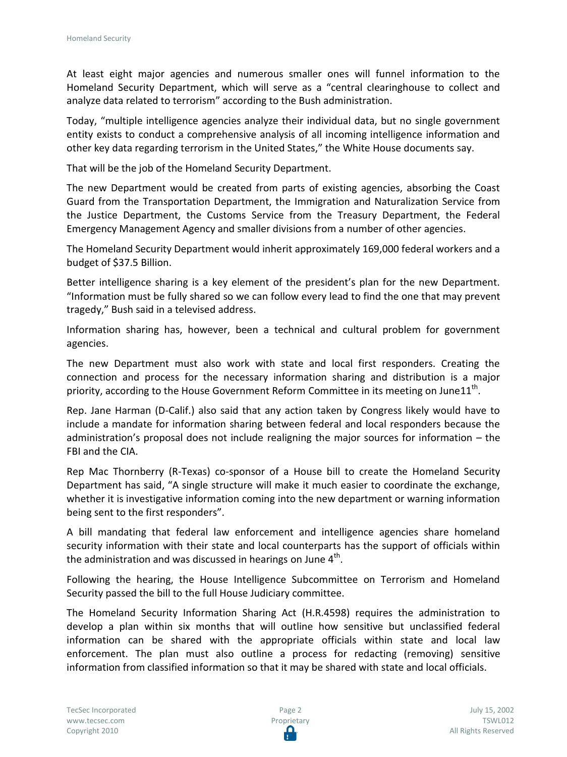At least eight major agencies and numerous smaller ones will funnel information to the Homeland Security Department, which will serve as a "central clearinghouse to collect and analyze data related to terrorism" according to the Bush administration.

Today, "multiple intelligence agencies analyze their individual data, but no single government entity exists to conduct a comprehensive analysis of all incoming intelligence information and other key data regarding terrorism in the United States," the White House documents say.

That will be the job of the Homeland Security Department.

The new Department would be created from parts of existing agencies, absorbing the Coast Guard from the Transportation Department, the Immigration and Naturalization Service from the Justice Department, the Customs Service from the Treasury Department, the Federal Emergency Management Agency and smaller divisions from a number of other agencies.

The Homeland Security Department would inherit approximately 169,000 federal workers and a budget of $37.5 Billion.

Better intelligence sharing is a key element of the president's plan for the new Department. "Information must be fully shared so we can follow every lead to find the one that may prevent tragedy," Bush said in a televised address.

Information sharing has, however, been a technical and cultural problem for government agencies.

The new Department must also work with state and local first responders. Creating the connection and process for the necessary information sharing and distribution is a major priority, according to the House Government Reform Committee in its meeting on June11th.

Rep. Jane Harman (D-Calif.) also said that any action taken by Congress likely would have to include a mandate for information sharing between federal and local responders because the administration's proposal does not include realigning the major sources for information – the FBI and the CIA.

Rep Mac Thornberry (R-Texas) co-sponsor of a House bill to create the Homeland Security Department has said, "A single structure will make it much easier to coordinate the exchange, whether it is investigative information coming into the new department or warning information being sent to the first responders".

A bill mandating that federal law enforcement and intelligence agencies share homeland security information with their state and local counterparts has the support of officials within the administration and was discussed in hearings on June 4th.

Following the hearing, the House Intelligence Subcommittee on Terrorism and Homeland Security passed the bill to the full House Judiciary committee.

The Homeland Security Information Sharing Act (H.R.4598) requires the administration to develop a plan within six months that will outline how sensitive but unclassified federal information can be shared with the appropriate officials within state and local law enforcement. The plan must also outline a process for redacting (removing) sensitive information from classified information so that it may be shared with state and local officials.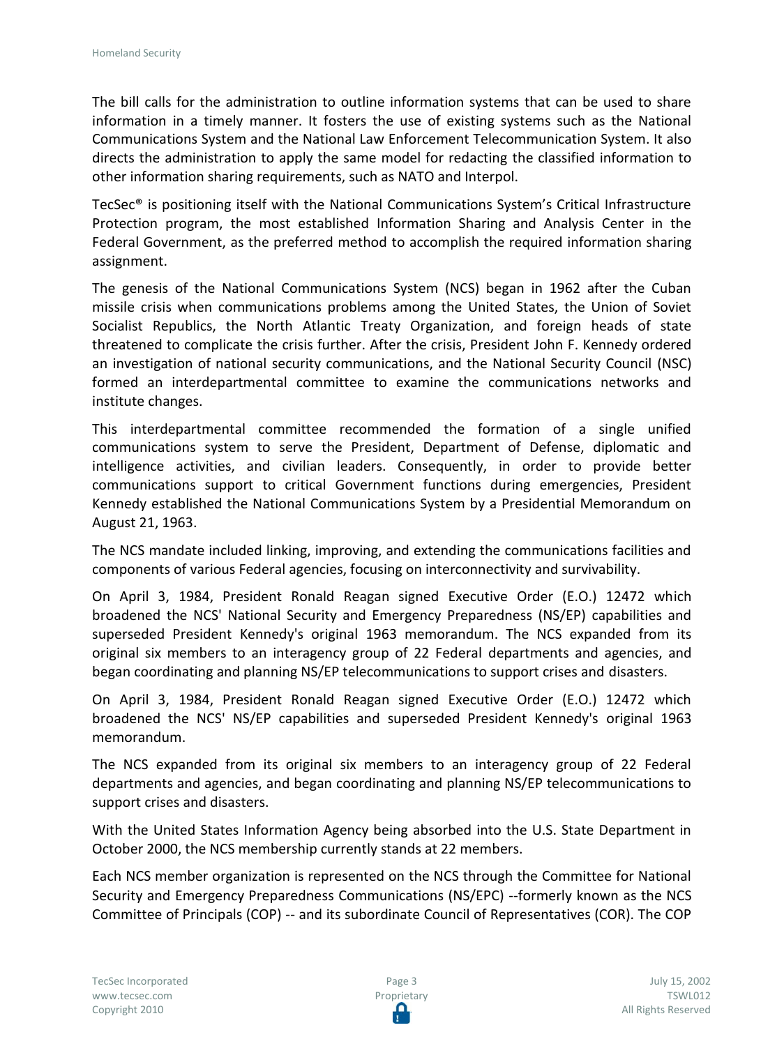The bill calls for the administration to outline information systems that can be used to share information in a timely manner. It fosters the use of existing systems such as the National Communications System and the National Law Enforcement Telecommunication System. It also directs the administration to apply the same model for redacting the classified information to other information sharing requirements, such as NATO and Interpol.

TecSec® is positioning itself with the National Communications System's Critical Infrastructure Protection program, the most established Information Sharing and Analysis Center in the Federal Government, as the preferred method to accomplish the required information sharing assignment.

The genesis of the National Communications System (NCS) began in 1962 after the Cuban missile crisis when communications problems among the United States, the Union of Soviet Socialist Republics, the North Atlantic Treaty Organization, and foreign heads of state threatened to complicate the crisis further. After the crisis, President John F. Kennedy ordered an investigation of national security communications, and the National Security Council (NSC) formed an interdepartmental committee to examine the communications networks and institute changes.

This interdepartmental committee recommended the formation of a single unified communications system to serve the President, Department of Defense, diplomatic and intelligence activities, and civilian leaders. Consequently, in order to provide better communications support to critical Government functions during emergencies, President Kennedy established the National Communications System by a Presidential Memorandum on August 21, 1963.

The NCS mandate included linking, improving, and extending the communications facilities and components of various Federal agencies, focusing on interconnectivity and survivability.

On April 3, 1984, President Ronald Reagan signed Executive Order (E.O.) 12472 which broadened the NCS' National Security and Emergency Preparedness (NS/EP) capabilities and superseded President Kennedy's original 1963 memorandum. The NCS expanded from its original six members to an interagency group of 22 Federal departments and agencies, and began coordinating and planning NS/EP telecommunications to support crises and disasters.

On April 3, 1984, President Ronald Reagan signed Executive Order (E.O.) 12472 which broadened the NCS' NS/EP capabilities and superseded President Kennedy's original 1963 memorandum.

The NCS expanded from its original six members to an interagency group of 22 Federal departments and agencies, and began coordinating and planning NS/EP telecommunications to support crises and disasters.

With the United States Information Agency being absorbed into the U.S. State Department in October 2000, the NCS membership currently stands at 22 members.

Each NCS member organization is represented on the NCS through the Committee for National Security and Emergency Preparedness Communications (NS/EPC) --formerly known as the NCS Committee of Principals (COP) -- and its subordinate Council of Representatives (COR). The COP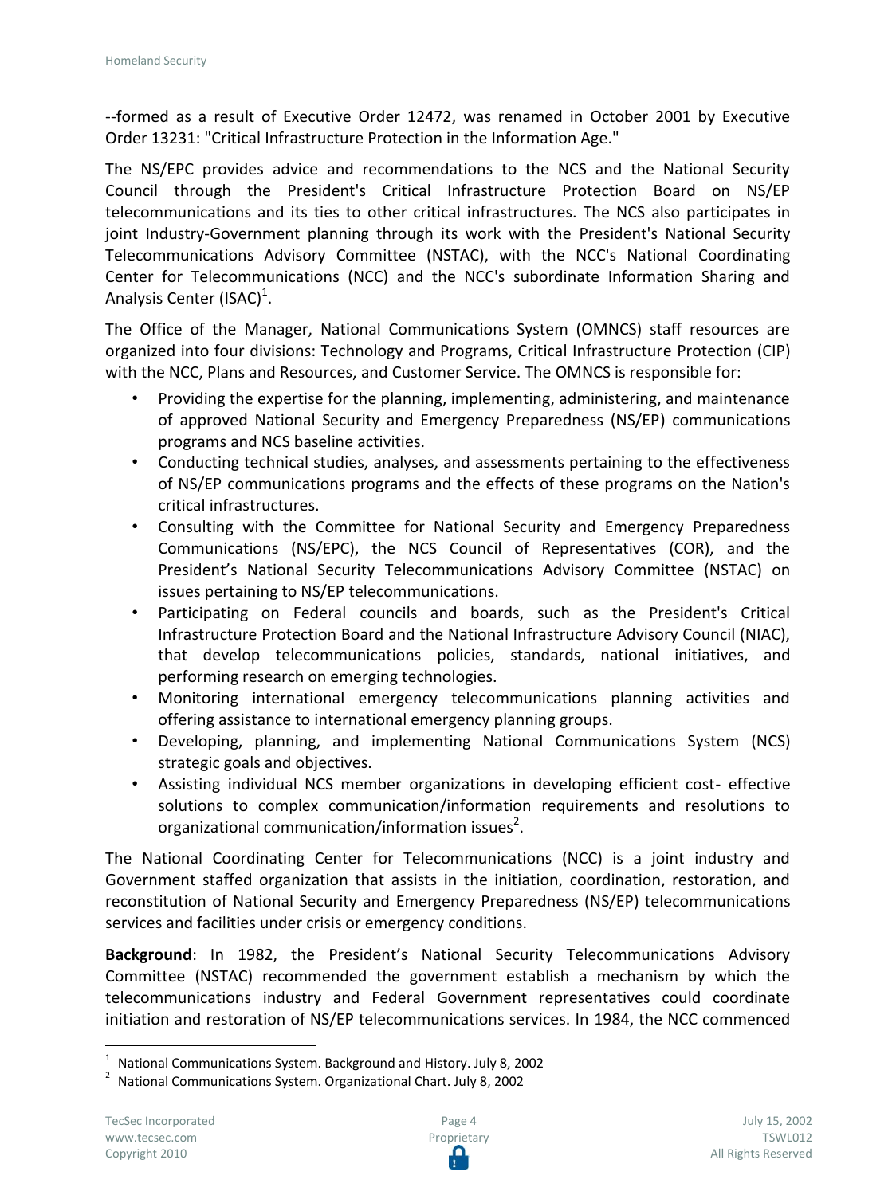--formed as a result of Executive Order 12472, was renamed in October 2001 by Executive Order 13231: "Critical Infrastructure Protection in the Information Age."

The NS/EPC provides advice and recommendations to the NCS and the National Security Council through the President's Critical Infrastructure Protection Board on NS/EP telecommunications and its ties to other critical infrastructures. The NCS also participates in joint Industry-Government planning through its work with the President's National Security Telecommunications Advisory Committee (NSTAC), with the NCC's National Coordinating Center for Telecommunications (NCC) and the NCC's subordinate Information Sharing and Analysis Center (ISAC)[1].

The Office of the Manager, National Communications System (OMNCS) staff resources are organized into four divisions: Technology and Programs, Critical Infrastructure Protection (CIP) with the NCC, Plans and Resources, and Customer Service. The OMNCS is responsible for:

- Providing the expertise for the planning, implementing, administering, and maintenance of approved National Security and Emergency Preparedness (NS/EP) communications programs and NCS baseline activities.
- Conducting technical studies, analyses, and assessments pertaining to the effectiveness of NS/EP communications programs and the effects of these programs on the Nation's critical infrastructures.
- Consulting with the Committee for National Security and Emergency Preparedness Communications (NS/EPC), the NCS Council of Representatives (COR), and the President's National Security Telecommunications Advisory Committee (NSTAC) on issues pertaining to NS/EP telecommunications.
- Participating on Federal councils and boards, such as the President's Critical Infrastructure Protection Board and the National Infrastructure Advisory Council (NIAC), that develop telecommunications policies, standards, national initiatives, and performing research on emerging technologies.
- Monitoring international emergency telecommunications planning activities and offering assistance to international emergency planning groups.
- Developing, planning, and implementing National Communications System (NCS) strategic goals and objectives.
- Assisting individual NCS member organizations in developing efficient cost- effective solutions to complex communication/information requirements and resolutions to organizational communication/information issues[2].

The National Coordinating Center for Telecommunications (NCC) is a joint industry and Government staffed organization that assists in the initiation, coordination, restoration, and reconstitution of National Security and Emergency Preparedness (NS/EP) telecommunications services and facilities under crisis or emergency conditions.

**Background**: In 1982, the President's National Security Telecommunications Advisory Committee (NSTAC) recommended the government establish a mechanism by which the telecommunications industry and Federal Government representatives could coordinate initiation and restoration of NS/EP telecommunications services. In 1984, the NCC commenced

[1] National Communications System. Background and History. July 8, 2002

[2] National Communications System. Organizational Chart. July 8, 2002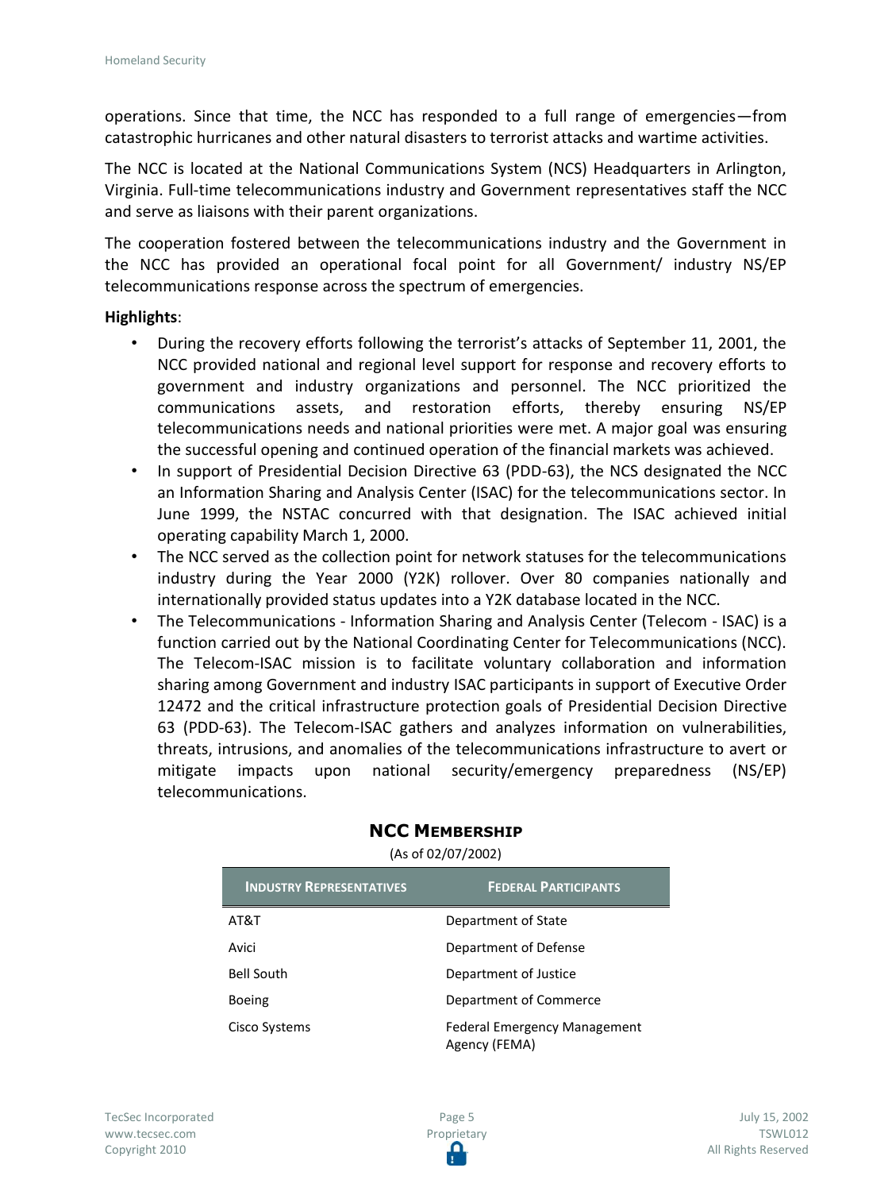operations. Since that time, the NCC has responded to a full range of emergencies—from catastrophic hurricanes and other natural disasters to terrorist attacks and wartime activities.

The NCC is located at the National Communications System (NCS) Headquarters in Arlington, Virginia. Full-time telecommunications industry and Government representatives staff the NCC and serve as liaisons with their parent organizations.

The cooperation fostered between the telecommunications industry and the Government in the NCC has provided an operational focal point for all Government/ industry NS/EP telecommunications response across the spectrum of emergencies.

**Highlights**:

- During the recovery efforts following the terrorist's attacks of September 11, 2001, the NCC provided national and regional level support for response and recovery efforts to government and industry organizations and personnel. The NCC prioritized the communications assets, and restoration efforts, thereby ensuring NS/EP telecommunications needs and national priorities were met. A major goal was ensuring the successful opening and continued operation of the financial markets was achieved.
- In support of Presidential Decision Directive 63 (PDD-63), the NCS designated the NCC an Information Sharing and Analysis Center (ISAC) for the telecommunications sector. In June 1999, the NSTAC concurred with that designation. The ISAC achieved initial operating capability March 1, 2000.
- The NCC served as the collection point for network statuses for the telecommunications industry during the Year 2000 (Y2K) rollover. Over 80 companies nationally and internationally provided status updates into a Y2K database located in the NCC.
- The Telecommunications - Information Sharing and Analysis Center (Telecom - ISAC) is a function carried out by the National Coordinating Center for Telecommunications (NCC). The Telecom-ISAC mission is to facilitate voluntary collaboration and information sharing among Government and industry ISAC participants in support of Executive Order 12472 and the critical infrastructure protection goals of Presidential Decision Directive 63 (PDD-63). The Telecom-ISAC gathers and analyzes information on vulnerabilities, threats, intrusions, and anomalies of the telecommunications infrastructure to avert or mitigate impacts upon national security/emergency preparedness (NS/EP) telecommunications.

**NCC MEMBERSHIP**

(As of 02/07/2002)

| INDUSTRY REPRESENTATIVES | FEDERAL PARTICIPANTS |
|---|---|
| AT&T | Department of State |
| Avici | Department of Defense |
| Bell South | Department of Justice |
| Boeing | Department of Commerce |
| Cisco Systems | Federal Emergency Management Agency (FEMA) |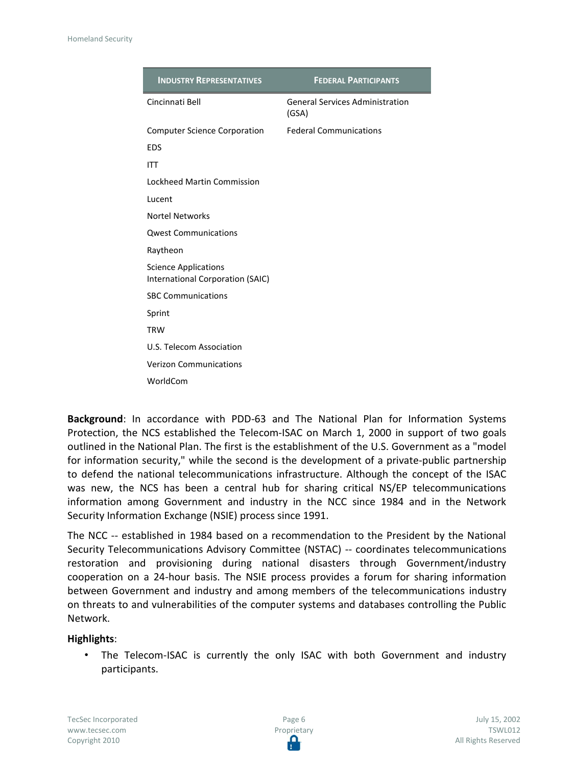| Industry Representatives | Federal Participants |
|---|---|
| Cincinnati Bell | General Services Administration (GSA) |
| Computer Science Corporation | Federal Communications |
| EDS | |
| ITT | |
| Lockheed Martin Commission | |
| Lucent | |
| Nortel Networks | |
| Qwest Communications | |
| Raytheon | |
| Science Applications International Corporation (SAIC) | |
| SBC Communications | |
| Sprint | |
| TRW | |
| U.S. Telecom Association | |
| Verizon Communications | |
| WorldCom | |

**Background**: In accordance with PDD-63 and The National Plan for Information Systems Protection, the NCS established the Telecom-ISAC on March 1, 2000 in support of two goals outlined in the National Plan. The first is the establishment of the U.S. Government as a "model for information security," while the second is the development of a private-public partnership to defend the national telecommunications infrastructure. Although the concept of the ISAC was new, the NCS has been a central hub for sharing critical NS/EP telecommunications information among Government and industry in the NCC since 1984 and in the Network Security Information Exchange (NSIE) process since 1991.

The NCC -- established in 1984 based on a recommendation to the President by the National Security Telecommunications Advisory Committee (NSTAC) -- coordinates telecommunications restoration and provisioning during national disasters through Government/industry cooperation on a 24-hour basis. The NSIE process provides a forum for sharing information between Government and industry and among members of the telecommunications industry on threats to and vulnerabilities of the computer systems and databases controlling the Public Network.

**Highlights**:

- The Telecom-ISAC is currently the only ISAC with both Government and industry participants.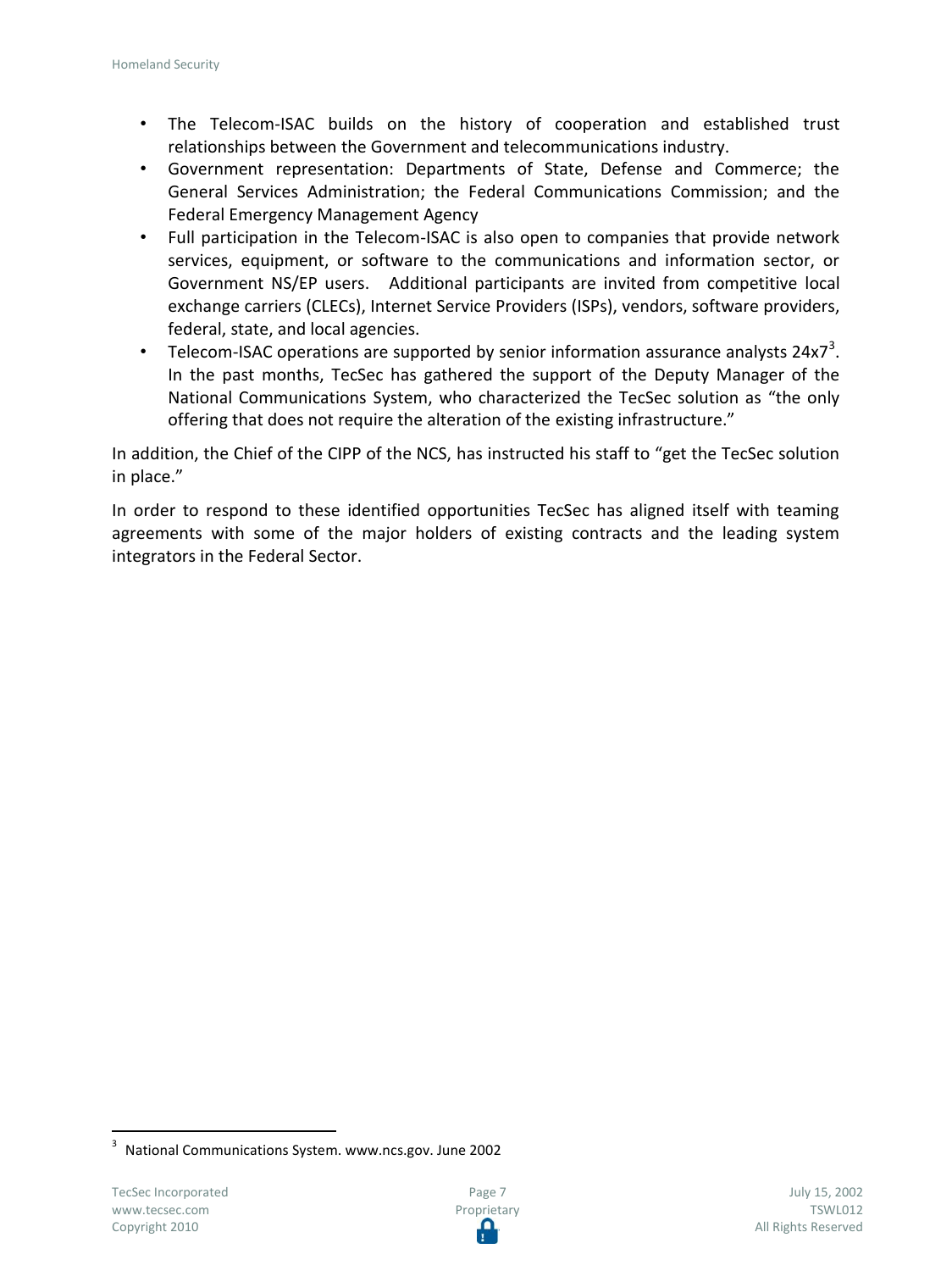- The Telecom-ISAC builds on the history of cooperation and established trust relationships between the Government and telecommunications industry.
- Government representation: Departments of State, Defense and Commerce; the General Services Administration; the Federal Communications Commission; and the Federal Emergency Management Agency
- Full participation in the Telecom-ISAC is also open to companies that provide network services, equipment, or software to the communications and information sector, or Government NS/EP users. Additional participants are invited from competitive local exchange carriers (CLECs), Internet Service Providers (ISPs), vendors, software providers, federal, state, and local agencies.
- Telecom-ISAC operations are supported by senior information assurance analysts 24x7[3]. In the past months, TecSec has gathered the support of the Deputy Manager of the National Communications System, who characterized the TecSec solution as "the only offering that does not require the alteration of the existing infrastructure."

In addition, the Chief of the CIPP of the NCS, has instructed his staff to "get the TecSec solution in place."

In order to respond to these identified opportunities TecSec has aligned itself with teaming agreements with some of the major holders of existing contracts and the leading system integrators in the Federal Sector.

[3] National Communications System. www.ncs.gov. June 2002